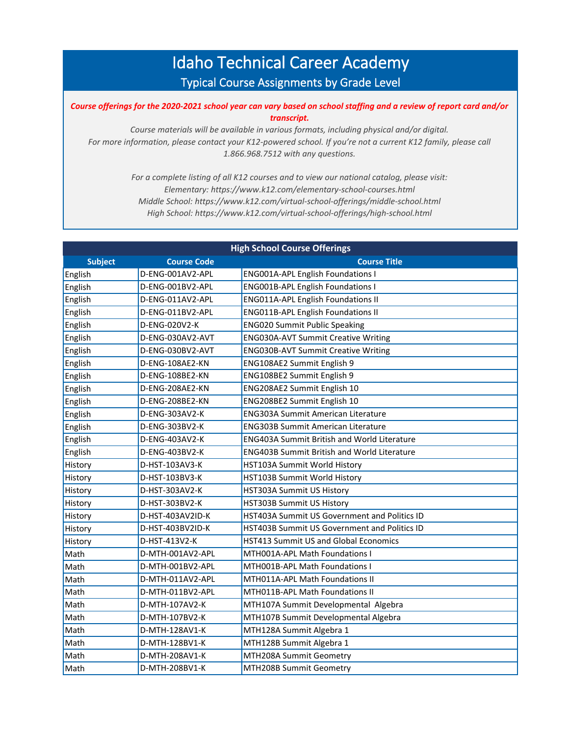# Idaho Technical Career Academy

## Typical Course Assignments by Grade Level

***Course offerings for the 2020-2021 school year can vary based on school staffing and a review of report card and/or transcript.***

*Course materials will be available in various formats, including physical and/or digital.*
*For more information, please contact your K12-powered school. If you're not a current K12 family, please call 1.866.968.7512 with any questions.*

*For a complete listing of all K12 courses and to view our national catalog, please visit:*
*Elementary: https://www.k12.com/elementary-school-courses.html*
*Middle School: https://www.k12.com/virtual-school-offerings/middle-school.html*
*High School: https://www.k12.com/virtual-school-offerings/high-school.html*

### High School Course Offerings

| Subject | Course Code | Course Title |
|---|---|---|
| English | D-ENG-001AV2-APL | ENG001A-APL English Foundations I |
| English | D-ENG-001BV2-APL | ENG001B-APL English Foundations I |
| English | D-ENG-011AV2-APL | ENG011A-APL English Foundations II |
| English | D-ENG-011BV2-APL | ENG011B-APL English Foundations II |
| English | D-ENG-020V2-K | ENG020 Summit Public Speaking |
| English | D-ENG-030AV2-AVT | ENG030A-AVT Summit Creative Writing |
| English | D-ENG-030BV2-AVT | ENG030B-AVT Summit Creative Writing |
| English | D-ENG-108AE2-KN | ENG108AE2 Summit English 9 |
| English | D-ENG-108BE2-KN | ENG108BE2 Summit English 9 |
| English | D-ENG-208AE2-KN | ENG208AE2 Summit English 10 |
| English | D-ENG-208BE2-KN | ENG208BE2 Summit English 10 |
| English | D-ENG-303AV2-K | ENG303A Summit American Literature |
| English | D-ENG-303BV2-K | ENG303B Summit American Literature |
| English | D-ENG-403AV2-K | ENG403A Summit British and World Literature |
| English | D-ENG-403BV2-K | ENG403B Summit British and World Literature |
| History | D-HST-103AV3-K | HST103A Summit World History |
| History | D-HST-103BV3-K | HST103B Summit World History |
| History | D-HST-303AV2-K | HST303A Summit US History |
| History | D-HST-303BV2-K | HST303B Summit US History |
| History | D-HST-403AV2ID-K | HST403A Summit US Government and Politics ID |
| History | D-HST-403BV2ID-K | HST403B Summit US Government and Politics ID |
| History | D-HST-413V2-K | HST413 Summit US and Global Economics |
| Math | D-MTH-001AV2-APL | MTH001A-APL Math Foundations I |
| Math | D-MTH-001BV2-APL | MTH001B-APL Math Foundations I |
| Math | D-MTH-011AV2-APL | MTH011A-APL Math Foundations II |
| Math | D-MTH-011BV2-APL | MTH011B-APL Math Foundations II |
| Math | D-MTH-107AV2-K | MTH107A Summit Developmental Algebra |
| Math | D-MTH-107BV2-K | MTH107B Summit Developmental Algebra |
| Math | D-MTH-128AV1-K | MTH128A Summit Algebra 1 |
| Math | D-MTH-128BV1-K | MTH128B Summit Algebra 1 |
| Math | D-MTH-208AV1-K | MTH208A Summit Geometry |
| Math | D-MTH-208BV1-K | MTH208B Summit Geometry |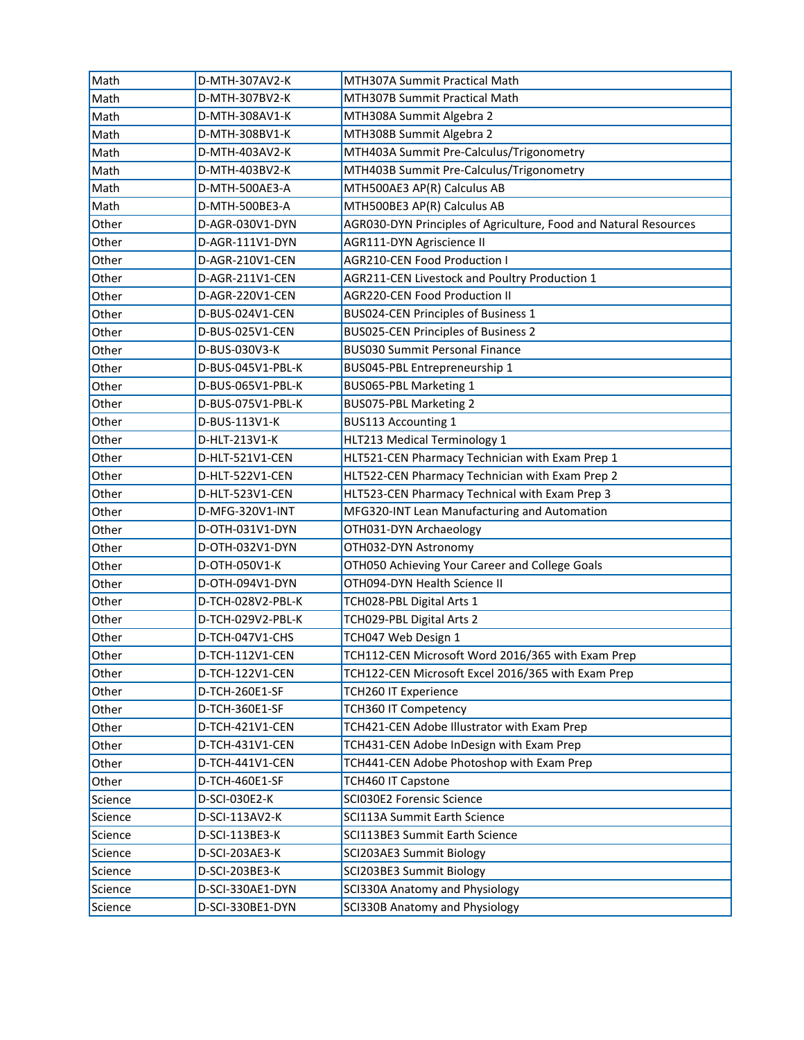| | | |
|---|---|---|
| Math | D-MTH-307AV2-K | MTH307A Summit Practical Math |
| Math | D-MTH-307BV2-K | MTH307B Summit Practical Math |
| Math | D-MTH-308AV1-K | MTH308A Summit Algebra 2 |
| Math | D-MTH-308BV1-K | MTH308B Summit Algebra 2 |
| Math | D-MTH-403AV2-K | MTH403A Summit Pre-Calculus/Trigonometry |
| Math | D-MTH-403BV2-K | MTH403B Summit Pre-Calculus/Trigonometry |
| Math | D-MTH-500AE3-A | MTH500AE3 AP(R) Calculus AB |
| Math | D-MTH-500BE3-A | MTH500BE3 AP(R) Calculus AB |
| Other | D-AGR-030V1-DYN | AGR030-DYN Principles of Agriculture, Food and Natural Resources |
| Other | D-AGR-111V1-DYN | AGR111-DYN Agriscience II |
| Other | D-AGR-210V1-CEN | AGR210-CEN Food Production I |
| Other | D-AGR-211V1-CEN | AGR211-CEN Livestock and Poultry Production 1 |
| Other | D-AGR-220V1-CEN | AGR220-CEN Food Production II |
| Other | D-BUS-024V1-CEN | BUS024-CEN Principles of Business 1 |
| Other | D-BUS-025V1-CEN | BUS025-CEN Principles of Business 2 |
| Other | D-BUS-030V3-K | BUS030 Summit Personal Finance |
| Other | D-BUS-045V1-PBL-K | BUS045-PBL Entrepreneurship 1 |
| Other | D-BUS-065V1-PBL-K | BUS065-PBL Marketing 1 |
| Other | D-BUS-075V1-PBL-K | BUS075-PBL Marketing 2 |
| Other | D-BUS-113V1-K | BUS113 Accounting 1 |
| Other | D-HLT-213V1-K | HLT213 Medical Terminology 1 |
| Other | D-HLT-521V1-CEN | HLT521-CEN Pharmacy Technician with Exam Prep 1 |
| Other | D-HLT-522V1-CEN | HLT522-CEN Pharmacy Technician with Exam Prep 2 |
| Other | D-HLT-523V1-CEN | HLT523-CEN Pharmacy Technical with Exam Prep 3 |
| Other | D-MFG-320V1-INT | MFG320-INT Lean Manufacturing and Automation |
| Other | D-OTH-031V1-DYN | OTH031-DYN Archaeology |
| Other | D-OTH-032V1-DYN | OTH032-DYN Astronomy |
| Other | D-OTH-050V1-K | OTH050 Achieving Your Career and College Goals |
| Other | D-OTH-094V1-DYN | OTH094-DYN Health Science II |
| Other | D-TCH-028V2-PBL-K | TCH028-PBL Digital Arts 1 |
| Other | D-TCH-029V2-PBL-K | TCH029-PBL Digital Arts 2 |
| Other | D-TCH-047V1-CHS | TCH047 Web Design 1 |
| Other | D-TCH-112V1-CEN | TCH112-CEN Microsoft Word 2016/365 with Exam Prep |
| Other | D-TCH-122V1-CEN | TCH122-CEN Microsoft Excel 2016/365 with Exam Prep |
| Other | D-TCH-260E1-SF | TCH260 IT Experience |
| Other | D-TCH-360E1-SF | TCH360 IT Competency |
| Other | D-TCH-421V1-CEN | TCH421-CEN Adobe Illustrator with Exam Prep |
| Other | D-TCH-431V1-CEN | TCH431-CEN Adobe InDesign with Exam Prep |
| Other | D-TCH-441V1-CEN | TCH441-CEN Adobe Photoshop with Exam Prep |
| Other | D-TCH-460E1-SF | TCH460 IT Capstone |
| Science | D-SCI-030E2-K | SCI030E2 Forensic Science |
| Science | D-SCI-113AV2-K | SCI113A Summit Earth Science |
| Science | D-SCI-113BE3-K | SCI113BE3 Summit Earth Science |
| Science | D-SCI-203AE3-K | SCI203AE3 Summit Biology |
| Science | D-SCI-203BE3-K | SCI203BE3 Summit Biology |
| Science | D-SCI-330AE1-DYN | SCI330A Anatomy and Physiology |
| Science | D-SCI-330BE1-DYN | SCI330B Anatomy and Physiology |